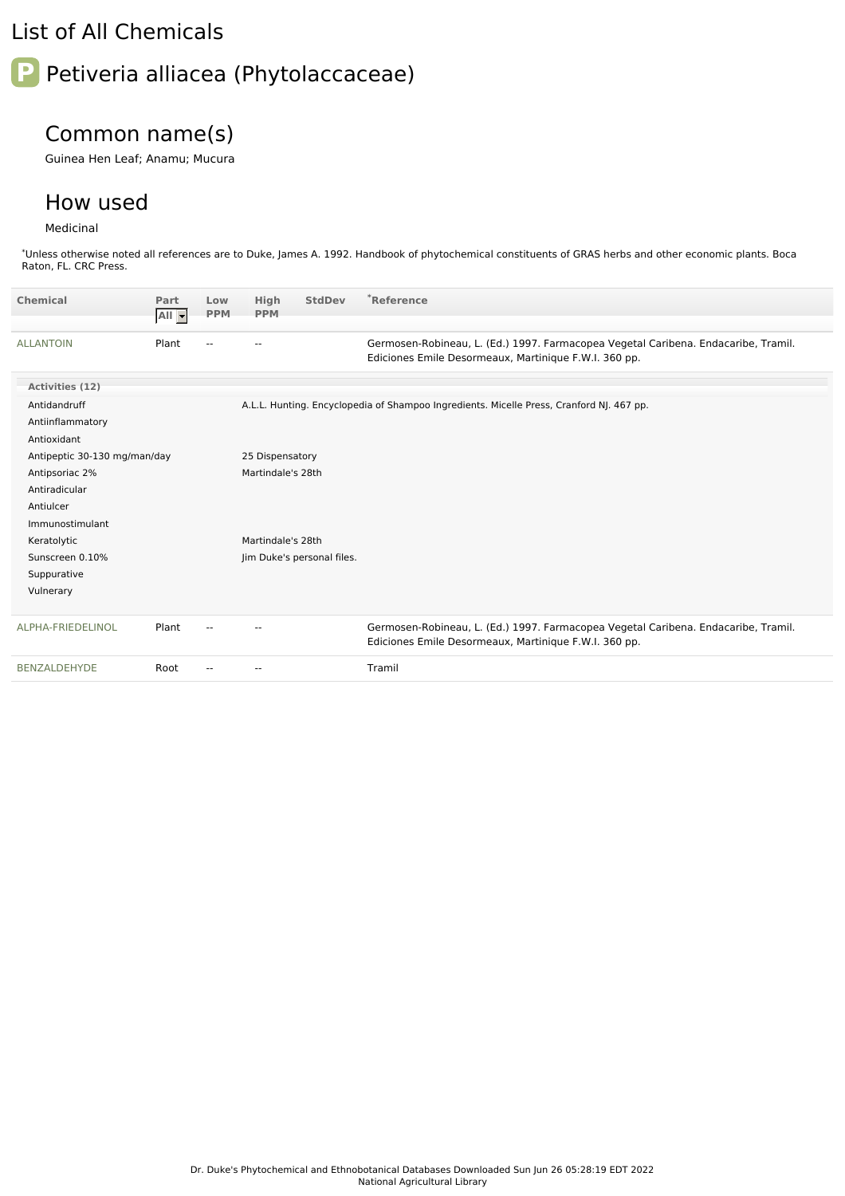# List of All Chemicals

## P Petiveria alliacea (Phytolaccaceae)

### Common name(s)

Guinea Hen Leaf; Anamu; Mucura

### How used

Medicinal

*Unless otherwise noted all references are to Duke, James A. 1992. Handbook of phytochemical constituents of GRAS herbs and other economic plants. Boca Raton, FL. CRC Press.

| Chemical | Part All | Low PPM | High PPM | StdDev | *Reference |
|---|---|---|---|---|---|
| ALLANTOIN | Plant | -- | -- | | Germosen-Robineau, L. (Ed.) 1997. Farmacopea Vegetal Caribena. Endacaribe, Tramil. Ediciones Emile Desormeaux, Martinique F.W.I. 360 pp. |

**Activities (12)**

| Activity | Reference |
|---|---|
| Antidandruff | A.L.L. Hunting. Encyclopedia of Shampoo Ingredients. Micelle Press, Cranford NJ. 467 pp. |
| Antiinflammatory | |
| Antioxidant | |
| Antipeptic 30-130 mg/man/day | 25 Dispensatory |
| Antipsoriac 2% | Martindale's 28th |
| Antiradicular | |
| Antiulcer | |
| Immunostimulant | |
| Keratolytic | Martindale's 28th |
| Sunscreen 0.10% | Jim Duke's personal files. |
| Suppurative | |
| Vulnerary | |

| Chemical | Part | Low PPM | High PPM | StdDev | *Reference |
|---|---|---|---|---|---|
| ALPHA-FRIEDELINOL | Plant | -- | -- | | Germosen-Robineau, L. (Ed.) 1997. Farmacopea Vegetal Caribena. Endacaribe, Tramil. Ediciones Emile Desormeaux, Martinique F.W.I. 360 pp. |
| BENZALDEHYDE | Root | -- | -- | | Tramil |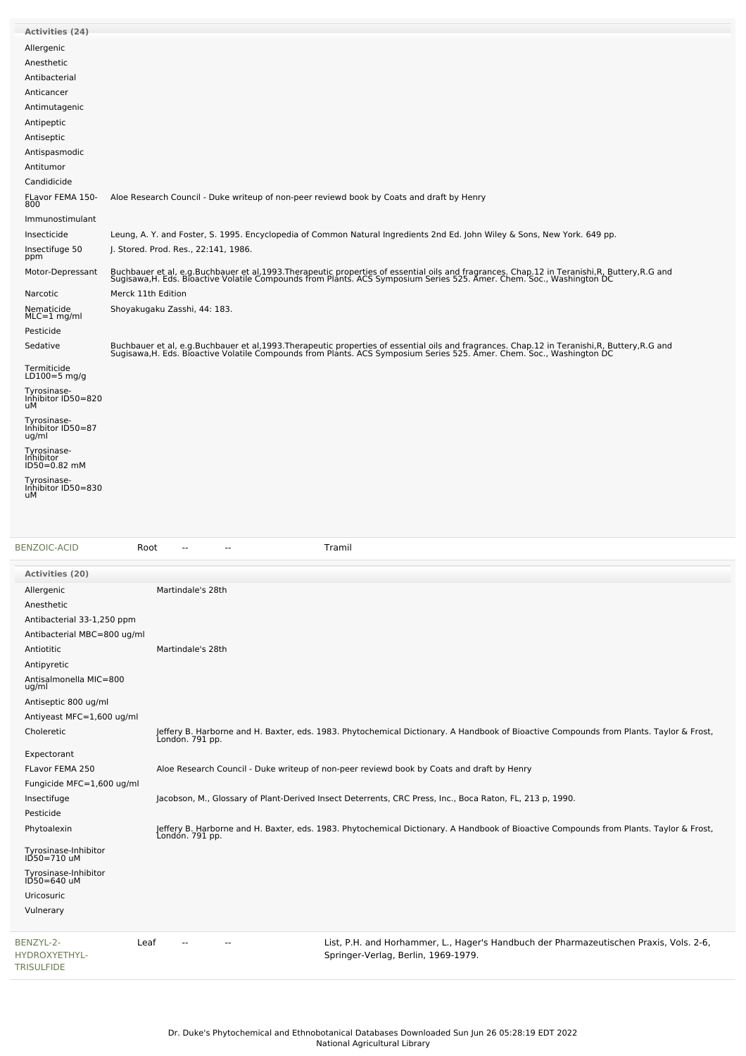| Activities (24) | |
|---|---|
| Allergenic | |
| Anesthetic | |
| Antibacterial | |
| Anticancer | |
| Antimutagenic | |
| Antipeptic | |
| Antiseptic | |
| Antispasmodic | |
| Antitumor | |
| Candidicide | |
| FLavor FEMA 150-800 | Aloe Research Council - Duke writeup of non-peer reviewd book by Coats and draft by Henry |
| Immunostimulant | |
| Insecticide | Leung, A. Y. and Foster, S. 1995. Encyclopedia of Common Natural Ingredients 2nd Ed. John Wiley & Sons, New York. 649 pp. |
| Insectifuge 50 ppm | J. Stored. Prod. Res., 22:141, 1986. |
| Motor-Depressant | Buchbauer et al, e.g.Buchbauer et al,1993.Therapeutic properties of essential oils and fragrances. Chap.12 in Teranishi,R, Buttery,R.G and Sugisawa,H. Eds. Bioactive Volatile Compounds from Plants. ACS Symposium Series 525. Amer. Chem. Soc., Washington DC |
| Narcotic | Merck 11th Edition |
| Nematicide MLC=1 mg/ml | Shoyakugaku Zasshi, 44: 183. |
| Pesticide | |
| Sedative | Buchbauer et al, e.g.Buchbauer et al,1993.Therapeutic properties of essential oils and fragrances. Chap.12 in Teranishi,R, Buttery,R.G and Sugisawa,H. Eds. Bioactive Volatile Compounds from Plants. ACS Symposium Series 525. Amer. Chem. Soc., Washington DC |
| Termiticide LD100=5 mg/g | |
| Tyrosinase-Inhibitor ID50=820 uM | |
| Tyrosinase-Inhibitor ID50=87 ug/ml | |
| Tyrosinase-Inhibitor ID50=0.82 mM | |
| Tyrosinase-Inhibitor ID50=830 uM | |

| | | | | |
|---|---|---|---|---|
| BENZOIC-ACID | Root | -- | -- | Tramil |

| Activities (20) | |
|---|---|
| Allergenic | Martindale's 28th |
| Anesthetic | |
| Antibacterial 33-1,250 ppm | |
| Antibacterial MBC=800 ug/ml | |
| Antiotitic | Martindale's 28th |
| Antipyretic | |
| Antisalmonella MIC=800 ug/ml | |
| Antiseptic 800 ug/ml | |
| Antiyeast MFC=1,600 ug/ml | |
| Choleretic | Jeffery B. Harborne and H. Baxter, eds. 1983. Phytochemical Dictionary. A Handbook of Bioactive Compounds from Plants. Taylor & Frost, London. 791 pp. |
| Expectorant | |
| FLavor FEMA 250 | Aloe Research Council - Duke writeup of non-peer reviewd book by Coats and draft by Henry |
| Fungicide MFC=1,600 ug/ml | |
| Insectifuge | Jacobson, M., Glossary of Plant-Derived Insect Deterrents, CRC Press, Inc., Boca Raton, FL, 213 p, 1990. |
| Pesticide | |
| Phytoalexin | Jeffery B. Harborne and H. Baxter, eds. 1983. Phytochemical Dictionary. A Handbook of Bioactive Compounds from Plants. Taylor & Frost, London. 791 pp. |
| Tyrosinase-Inhibitor ID50=710 uM | |
| Tyrosinase-Inhibitor ID50=640 uM | |
| Uricosuric | |
| Vulnerary | |

| | | | | |
|---|---|---|---|---|
| BENZYL-2-HYDROXYETHYL-TRISULFIDE | Leaf | -- | -- | List, P.H. and Horhammer, L., Hager's Handbuch der Pharmazeutischen Praxis, Vols. 2-6, Springer-Verlag, Berlin, 1969-1979. |

Dr. Duke's Phytochemical and Ethnobotanical Databases Downloaded Sun Jun 26 05:28:19 EDT 2022
National Agricultural Library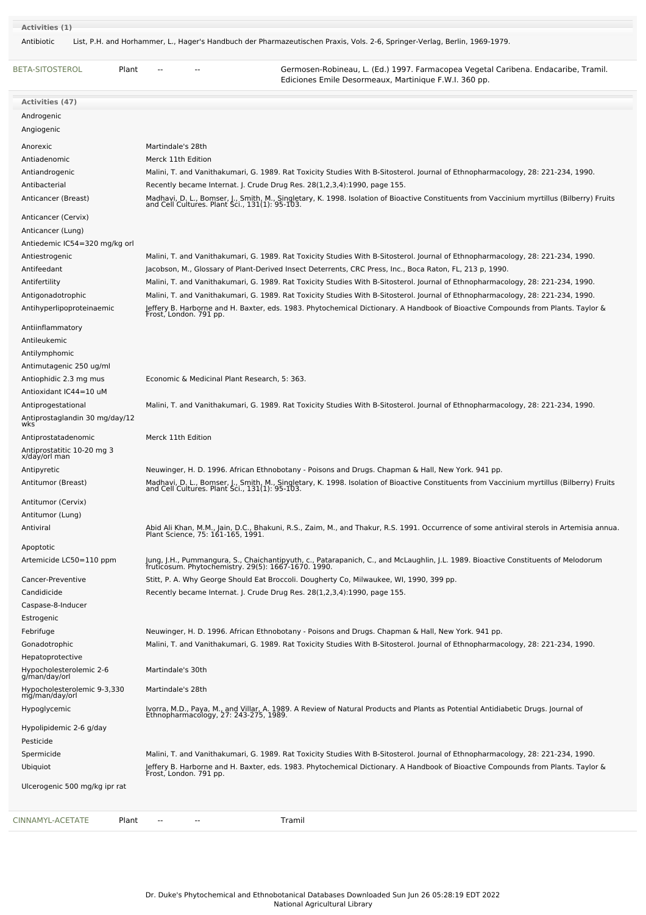**Activities (1)**

| Activity | Reference |
|---|---|
| Antibiotic | List, P.H. and Horhammer, L., Hager's Handbuch der Pharmazeutischen Praxis, Vols. 2-6, Springer-Verlag, Berlin, 1969-1979. |

| Chemical | Part | Low PPM | High PPM | Reference |
|---|---|---|---|---|
| BETA-SITOSTEROL | Plant | -- | -- | Germosen-Robineau, L. (Ed.) 1997. Farmacopea Vegetal Caribena. Endacaribe, Tramil. Ediciones Emile Desormeaux, Martinique F.W.I. 360 pp. |

**Activities (47)**

| Activity | Reference |
|---|---|
| Androgenic | |
| Angiogenic | |
| Anorexic | Martindale's 28th |
| Antiadenomic | Merck 11th Edition |
| Antiandrogenic | Malini, T. and Vanithakumari, G. 1989. Rat Toxicity Studies With B-Sitosterol. Journal of Ethnopharmacology, 28: 221-234, 1990. |
| Antibacterial | Recently became Internat. J. Crude Drug Res. 28(1,2,3,4):1990, page 155. |
| Anticancer (Breast) | Madhavi, D. L., Bomser, J., Smith, M., Singletary, K. 1998. Isolation of Bioactive Constituents from Vaccinium myrtillus (Bilberry) Fruits and Cell Cultures. Plant Sci., 131(1): 95-103. |
| Anticancer (Cervix) | |
| Anticancer (Lung) | |
| Antiedemic IC54=320 mg/kg orl | |
| Antiestrogenic | Malini, T. and Vanithakumari, G. 1989. Rat Toxicity Studies With B-Sitosterol. Journal of Ethnopharmacology, 28: 221-234, 1990. |
| Antifeedant | Jacobson, M., Glossary of Plant-Derived Insect Deterrents, CRC Press, Inc., Boca Raton, FL, 213 p, 1990. |
| Antifertility | Malini, T. and Vanithakumari, G. 1989. Rat Toxicity Studies With B-Sitosterol. Journal of Ethnopharmacology, 28: 221-234, 1990. |
| Antigonadotrophic | Malini, T. and Vanithakumari, G. 1989. Rat Toxicity Studies With B-Sitosterol. Journal of Ethnopharmacology, 28: 221-234, 1990. |
| Antihyperlipoproteinaemic | Jeffery B. Harborne and H. Baxter, eds. 1983. Phytochemical Dictionary. A Handbook of Bioactive Compounds from Plants. Taylor & Frost, London. 791 pp. |
| Antiinflammatory | |
| Antileukemic | |
| Antilymphomic | |
| Antimutagenic 250 ug/ml | |
| Antiophidic 2.3 mg mus | Economic & Medicinal Plant Research, 5: 363. |
| Antioxidant IC44=10 uM | |
| Antiprogestational | Malini, T. and Vanithakumari, G. 1989. Rat Toxicity Studies With B-Sitosterol. Journal of Ethnopharmacology, 28: 221-234, 1990. |
| Antiprostaglandin 30 mg/day/12 wks | |
| Antiprostatadenomic | Merck 11th Edition |
| Antiprostatitic 10-20 mg 3 x/day/orl man | |
| Antipyretic | Neuwinger, H. D. 1996. African Ethnobotany - Poisons and Drugs. Chapman & Hall, New York. 941 pp. |
| Antitumor (Breast) | Madhavi, D. L., Bomser, J., Smith, M., Singletary, K. 1998. Isolation of Bioactive Constituents from Vaccinium myrtillus (Bilberry) Fruits and Cell Cultures. Plant Sci., 131(1): 95-103. |
| Antitumor (Cervix) | |
| Antitumor (Lung) | |
| Antiviral | Abid Ali Khan, M.M., Jain, D.C., Bhakuni, R.S., Zaim, M., and Thakur, R.S. 1991. Occurrence of some antiviral sterols in Artemisia annua. Plant Science, 75: 161-165, 1991. |
| Apoptotic | |
| Artemicide LC50=110 ppm | Jung, J.H., Pummangura, S., Chaichantipyuth, c., Patarapanich, C., and McLaughlin, J.L. 1989. Bioactive Constituents of Melodorum fruticosum. Phytochemistry. 29(5): 1667-1670. 1990. |
| Cancer-Preventive | Stitt, P. A. Why George Should Eat Broccoli. Dougherty Co, Milwaukee, WI, 1990, 399 pp. |
| Candidicide | Recently became Internat. J. Crude Drug Res. 28(1,2,3,4):1990, page 155. |
| Caspase-8-Inducer | |
| Estrogenic | |
| Febrifuge | Neuwinger, H. D. 1996. African Ethnobotany - Poisons and Drugs. Chapman & Hall, New York. 941 pp. |
| Gonadotrophic | Malini, T. and Vanithakumari, G. 1989. Rat Toxicity Studies With B-Sitosterol. Journal of Ethnopharmacology, 28: 221-234, 1990. |
| Hepatoprotective | |
| Hypocholesterolemic 2-6 g/man/day/orl | Martindale's 30th |
| Hypocholesterolemic 9-3,330 mg/man/day/orl | Martindale's 28th |
| Hypoglycemic | Ivorra, M.D., Paya, M., and Villar, A. 1989. A Review of Natural Products and Plants as Potential Antidiabetic Drugs. Journal of Ethnopharmacology, 27: 243-275, 1989. |
| Hypolipidemic 2-6 g/day | |
| Pesticide | |
| Spermicide | Malini, T. and Vanithakumari, G. 1989. Rat Toxicity Studies With B-Sitosterol. Journal of Ethnopharmacology, 28: 221-234, 1990. |
| Ubiquiot | Jeffery B. Harborne and H. Baxter, eds. 1983. Phytochemical Dictionary. A Handbook of Bioactive Compounds from Plants. Taylor & Frost, London. 791 pp. |
| Ulcerogenic 500 mg/kg ipr rat | |

| Chemical | Part | Low PPM | High PPM | Reference |
|---|---|---|---|---|
| CINNAMYL-ACETATE | Plant | -- | -- | Tramil |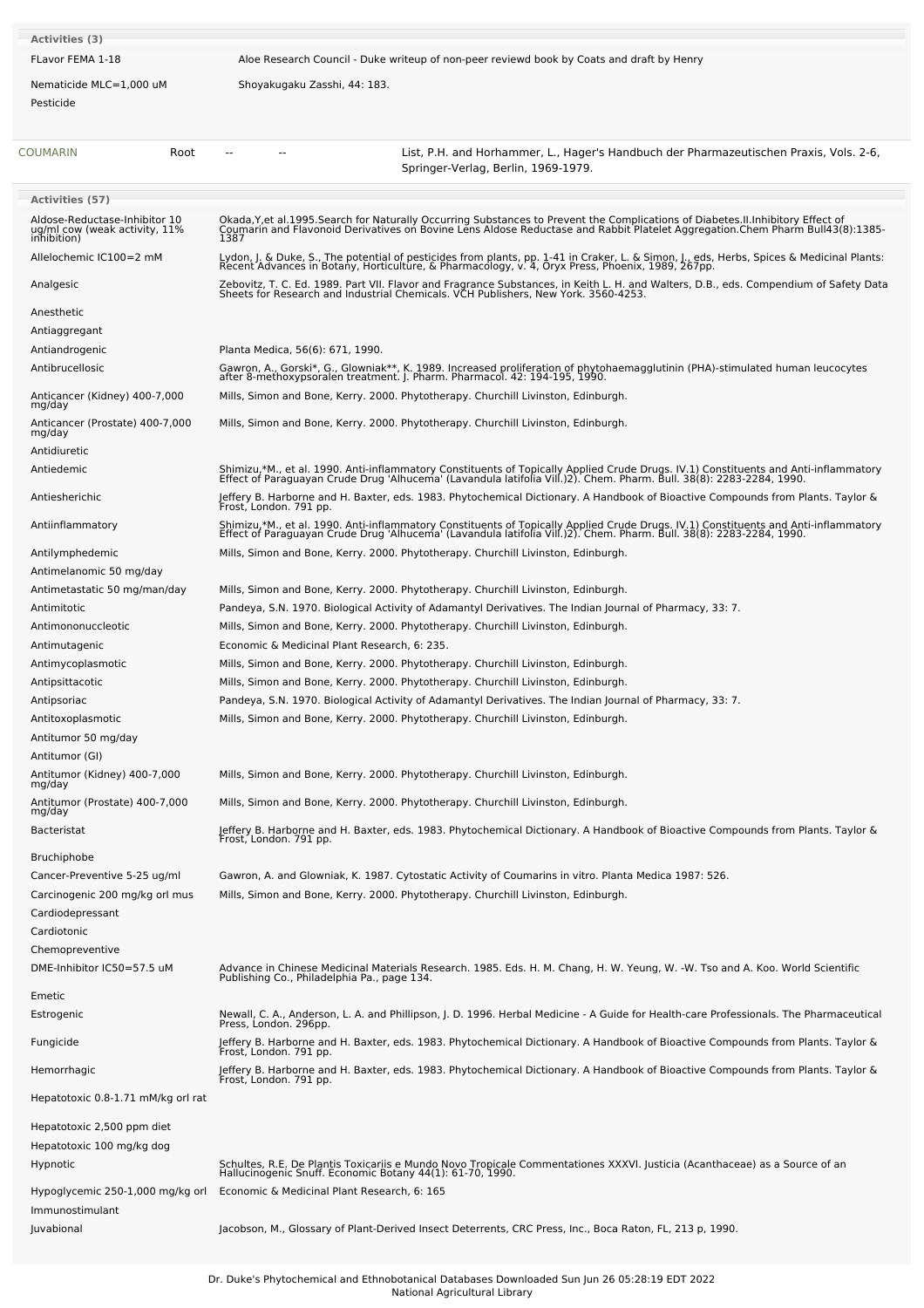**Activities (3)**

| | |
|---|---|
| FLavor FEMA 1-18 | Aloe Research Council - Duke writeup of non-peer reviewd book by Coats and draft by Henry |
| Nematicide MLC=1,000 uM | Shoyakugaku Zasshi, 44: 183. |
| Pesticide | |

| | | | | |
|---|---|---|---|---|
| COUMARIN | Root | -- | -- | List, P.H. and Horhammer, L., Hager's Handbuch der Pharmazeutischen Praxis, Vols. 2-6, Springer-Verlag, Berlin, 1969-1979. |

**Activities (57)**

| | |
|---|---|
| Aldose-Reductase-Inhibitor 10 ug/ml cow (weak activity, 11% inhibition) | Okada,Y,et al.1995.Search for Naturally Occurring Substances to Prevent the Complications of Diabetes.II.Inhibitory Effect of Coumarin and Flavonoid Derivatives on Bovine Lens Aldose Reductase and Rabbit Platelet Aggregation.Chem Pharm Bull43(8):1385-1387 |
| Allelochemic IC100=2 mM | Lydon, J. & Duke, S., The potential of pesticides from plants, pp. 1-41 in Craker, L. & Simon, J., eds, Herbs, Spices & Medicinal Plants: Recent Advances in Botany, Horticulture, & Pharmacology, v. 4, Oryx Press, Phoenix, 1989, 267pp. |
| Analgesic | Zebovitz, T. C. Ed. 1989. Part VII. Flavor and Fragrance Substances, in Keith L. H. and Walters, D.B., eds. Compendium of Safety Data Sheets for Research and Industrial Chemicals. VCH Publishers, New York. 3560-4253. |
| Anesthetic | |
| Antiaggregant | |
| Antiandrogenic | Planta Medica, 56(6): 671, 1990. |
| Antibrucellosic | Gawron, A., Gorski*, G., Glowniak**, K. 1989. Increased proliferation of phytohaemagglutinin (PHA)-stimulated human leucocytes after 8-methoxypsoralen treatment. J. Pharm. Pharmacol. 42: 194-195, 1990. |
| Anticancer (Kidney) 400-7,000 mg/day | Mills, Simon and Bone, Kerry. 2000. Phytotherapy. Churchill Livinston, Edinburgh. |
| Anticancer (Prostate) 400-7,000 mg/day | Mills, Simon and Bone, Kerry. 2000. Phytotherapy. Churchill Livinston, Edinburgh. |
| Antidiuretic | |
| Antiedemic | Shimizu,*M., et al. 1990. Anti-inflammatory Constituents of Topically Applied Crude Drugs. IV.1) Constituents and Anti-inflammatory Effect of Paraguayan Crude Drug 'Alhucema' (Lavandula latifolia Vill.)2). Chem. Pharm. Bull. 38(8): 2283-2284, 1990. |
| Antiesherichic | Jeffery B. Harborne and H. Baxter, eds. 1983. Phytochemical Dictionary. A Handbook of Bioactive Compounds from Plants. Taylor & Frost, London. 791 pp. |
| Antiinflammatory | Shimizu,*M., et al. 1990. Anti-inflammatory Constituents of Topically Applied Crude Drugs. IV.1) Constituents and Anti-inflammatory Effect of Paraguayan Crude Drug 'Alhucema' (Lavandula latifolia Vill.)2). Chem. Pharm. Bull. 38(8): 2283-2284, 1990. |
| Antilymphedemic | Mills, Simon and Bone, Kerry. 2000. Phytotherapy. Churchill Livinston, Edinburgh. |
| Antimelanomic 50 mg/day | |
| Antimetastatic 50 mg/man/day | Mills, Simon and Bone, Kerry. 2000. Phytotherapy. Churchill Livinston, Edinburgh. |
| Antimitotic | Pandeya, S.N. 1970. Biological Activity of Adamantyl Derivatives. The Indian Journal of Pharmacy, 33: 7. |
| Antimononuccleotic | Mills, Simon and Bone, Kerry. 2000. Phytotherapy. Churchill Livinston, Edinburgh. |
| Antimutagenic | Economic & Medicinal Plant Research, 6: 235. |
| Antimycoplasmotic | Mills, Simon and Bone, Kerry. 2000. Phytotherapy. Churchill Livinston, Edinburgh. |
| Antipsittacotic | Mills, Simon and Bone, Kerry. 2000. Phytotherapy. Churchill Livinston, Edinburgh. |
| Antipsoriac | Pandeya, S.N. 1970. Biological Activity of Adamantyl Derivatives. The Indian Journal of Pharmacy, 33: 7. |
| Antitoxoplasmotic | Mills, Simon and Bone, Kerry. 2000. Phytotherapy. Churchill Livinston, Edinburgh. |
| Antitumor 50 mg/day | |
| Antitumor (GI) | |
| Antitumor (Kidney) 400-7,000 mg/day | Mills, Simon and Bone, Kerry. 2000. Phytotherapy. Churchill Livinston, Edinburgh. |
| Antitumor (Prostate) 400-7,000 mg/day | Mills, Simon and Bone, Kerry. 2000. Phytotherapy. Churchill Livinston, Edinburgh. |
| Bacteristat | Jeffery B. Harborne and H. Baxter, eds. 1983. Phytochemical Dictionary. A Handbook of Bioactive Compounds from Plants. Taylor & Frost, London. 791 pp. |
| Bruchiphobe | |
| Cancer-Preventive 5-25 ug/ml | Gawron, A. and Glowniak, K. 1987. Cytostatic Activity of Coumarins in vitro. Planta Medica 1987: 526. |
| Carcinogenic 200 mg/kg orl mus | Mills, Simon and Bone, Kerry. 2000. Phytotherapy. Churchill Livinston, Edinburgh. |
| Cardiodepressant | |
| Cardiotonic | |
| Chemopreventive | |
| DME-Inhibitor IC50=57.5 uM | Advance in Chinese Medicinal Materials Research. 1985. Eds. H. M. Chang, H. W. Yeung, W. -W. Tso and A. Koo. World Scientific Publishing Co., Philadelphia Pa., page 134. |
| Emetic | |
| Estrogenic | Newall, C. A., Anderson, L. A. and Phillipson, J. D. 1996. Herbal Medicine - A Guide for Health-care Professionals. The Pharmaceutical Press, London. 296pp. |
| Fungicide | Jeffery B. Harborne and H. Baxter, eds. 1983. Phytochemical Dictionary. A Handbook of Bioactive Compounds from Plants. Taylor & Frost, London. 791 pp. |
| Hemorrhagic | Jeffery B. Harborne and H. Baxter, eds. 1983. Phytochemical Dictionary. A Handbook of Bioactive Compounds from Plants. Taylor & Frost, London. 791 pp. |
| Hepatotoxic 0.8-1.71 mM/kg orl rat | |
| Hepatotoxic 2,500 ppm diet | |
| Hepatotoxic 100 mg/kg dog | |
| Hypnotic | Schultes, R.E. De Plantis Toxicariis e Mundo Novo Tropicale Commentationes XXXVI. Justicia (Acanthaceae) as a Source of an Hallucinogenic Snuff. Economic Botany 44(1): 61-70, 1990. |
| Hypoglycemic 250-1,000 mg/kg orl | Economic & Medicinal Plant Research, 6: 165 |
| Immunostimulant | |
| Juvabional | Jacobson, M., Glossary of Plant-Derived Insect Deterrents, CRC Press, Inc., Boca Raton, FL, 213 p, 1990. |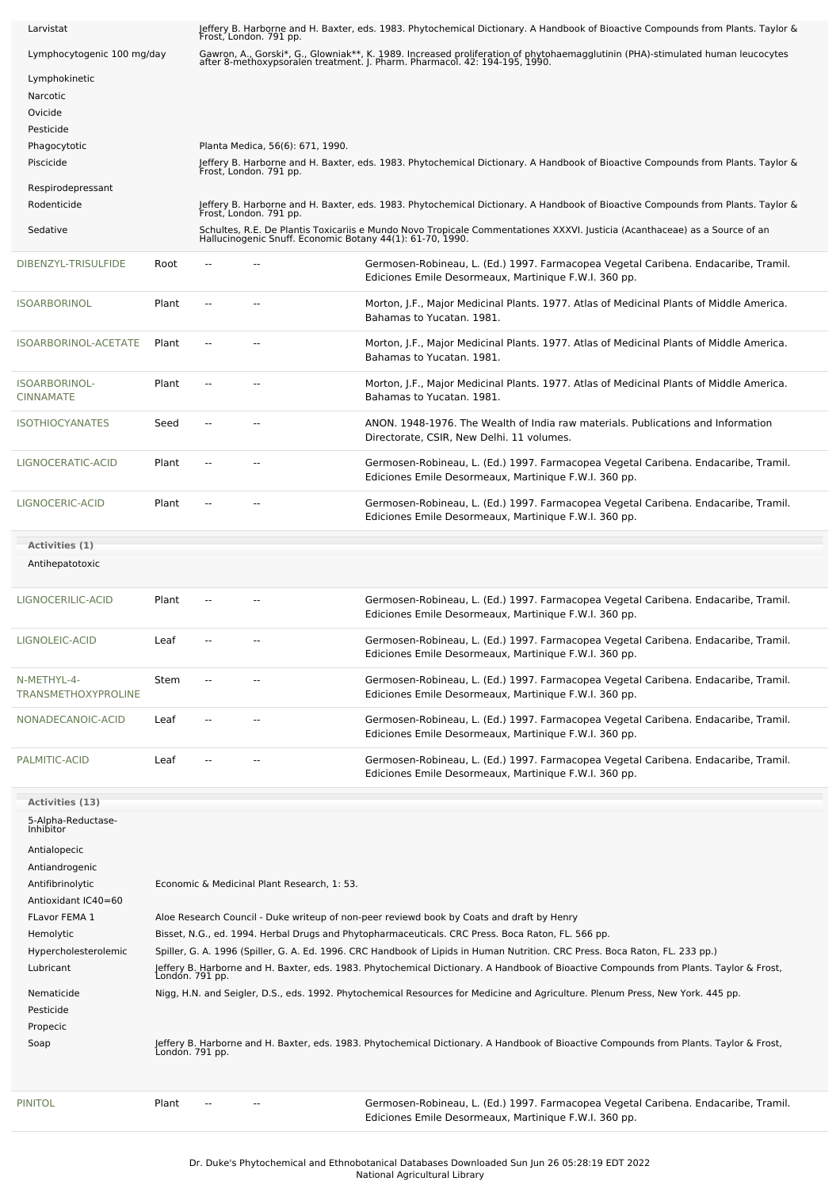| | |
|---|---|
| Larvistat | Jeffery B. Harborne and H. Baxter, eds. 1983. Phytochemical Dictionary. A Handbook of Bioactive Compounds from Plants. Taylor & Frost, London. 791 pp. |
| Lymphocytogenic 100 mg/day | Gawron, A., Gorski*, G., Glowniak**, K. 1989. Increased proliferation of phytohaemagglutinin (PHA)-stimulated human leucocytes after 8-methoxypsoralen treatment. J. Pharm. Pharmacol. 42: 194-195, 1990. |
| Lymphokinetic | |
| Narcotic | |
| Ovicide | |
| Pesticide | |
| Phagocytotic | Planta Medica, 56(6): 671, 1990. |
| Piscicide | Jeffery B. Harborne and H. Baxter, eds. 1983. Phytochemical Dictionary. A Handbook of Bioactive Compounds from Plants. Taylor & Frost, London. 791 pp. |
| Respirodepressant | |
| Rodenticide | Jeffery B. Harborne and H. Baxter, eds. 1983. Phytochemical Dictionary. A Handbook of Bioactive Compounds from Plants. Taylor & Frost, London. 791 pp. |
| Sedative | Schultes, R.E. De Plantis Toxicariis e Mundo Novo Tropicale Commentationes XXXVI. Justicia (Acanthaceae) as a Source of an Hallucinogenic Snuff. Economic Botany 44(1): 61-70, 1990. |

| | | | | |
|---|---|---|---|---|
| DIBENZYL-TRISULFIDE | Root | -- | -- | Germosen-Robineau, L. (Ed.) 1997. Farmacopea Vegetal Caribena. Endacaribe, Tramil. Ediciones Emile Desormeaux, Martinique F.W.I. 360 pp. |
| ISOARBORINOL | Plant | -- | -- | Morton, J.F., Major Medicinal Plants. 1977. Atlas of Medicinal Plants of Middle America. Bahamas to Yucatan. 1981. |
| ISOARBORINOL-ACETATE | Plant | -- | -- | Morton, J.F., Major Medicinal Plants. 1977. Atlas of Medicinal Plants of Middle America. Bahamas to Yucatan. 1981. |
| ISOARBORINOL-CINNAMATE | Plant | -- | -- | Morton, J.F., Major Medicinal Plants. 1977. Atlas of Medicinal Plants of Middle America. Bahamas to Yucatan. 1981. |
| ISOTHIOCYANATES | Seed | -- | -- | ANON. 1948-1976. The Wealth of India raw materials. Publications and Information Directorate, CSIR, New Delhi. 11 volumes. |
| LIGNOCERATIC-ACID | Plant | -- | -- | Germosen-Robineau, L. (Ed.) 1997. Farmacopea Vegetal Caribena. Endacaribe, Tramil. Ediciones Emile Desormeaux, Martinique F.W.I. 360 pp. |
| LIGNOCERIC-ACID | Plant | -- | -- | Germosen-Robineau, L. (Ed.) 1997. Farmacopea Vegetal Caribena. Endacaribe, Tramil. Ediciones Emile Desormeaux, Martinique F.W.I. 360 pp. |

**Activities (1)**

Antihepatotoxic

| | | | | |
|---|---|---|---|---|
| LIGNOCERILIC-ACID | Plant | -- | -- | Germosen-Robineau, L. (Ed.) 1997. Farmacopea Vegetal Caribena. Endacaribe, Tramil. Ediciones Emile Desormeaux, Martinique F.W.I. 360 pp. |
| LIGNOLEIC-ACID | Leaf | -- | -- | Germosen-Robineau, L. (Ed.) 1997. Farmacopea Vegetal Caribena. Endacaribe, Tramil. Ediciones Emile Desormeaux, Martinique F.W.I. 360 pp. |
| N-METHYL-4-TRANSMETHOXYPROLINE | Stem | -- | -- | Germosen-Robineau, L. (Ed.) 1997. Farmacopea Vegetal Caribena. Endacaribe, Tramil. Ediciones Emile Desormeaux, Martinique F.W.I. 360 pp. |
| NONADECANOIC-ACID | Leaf | -- | -- | Germosen-Robineau, L. (Ed.) 1997. Farmacopea Vegetal Caribena. Endacaribe, Tramil. Ediciones Emile Desormeaux, Martinique F.W.I. 360 pp. |
| PALMITIC-ACID | Leaf | -- | -- | Germosen-Robineau, L. (Ed.) 1997. Farmacopea Vegetal Caribena. Endacaribe, Tramil. Ediciones Emile Desormeaux, Martinique F.W.I. 360 pp. |

**Activities (13)**

| | |
|---|---|
| 5-Alpha-Reductase-Inhibitor | |
| Antialopecic | |
| Antiandrogenic | |
| Antifibrinolytic | Economic & Medicinal Plant Research, 1: 53. |
| Antioxidant IC40=60 | |
| FLavor FEMA 1 | Aloe Research Council - Duke writeup of non-peer reviewd book by Coats and draft by Henry |
| Hemolytic | Bisset, N.G., ed. 1994. Herbal Drugs and Phytopharmaceuticals. CRC Press. Boca Raton, FL. 566 pp. |
| Hypercholesterolemic | Spiller, G. A. 1996 (Spiller, G. A. Ed. 1996. CRC Handbook of Lipids in Human Nutrition. CRC Press. Boca Raton, FL. 233 pp.) |
| Lubricant | Jeffery B. Harborne and H. Baxter, eds. 1983. Phytochemical Dictionary. A Handbook of Bioactive Compounds from Plants. Taylor & Frost, London. 791 pp. |
| Nematicide | Nigg, H.N. and Seigler, D.S., eds. 1992. Phytochemical Resources for Medicine and Agriculture. Plenum Press, New York. 445 pp. |
| Pesticide | |
| Propecic | |
| Soap | Jeffery B. Harborne and H. Baxter, eds. 1983. Phytochemical Dictionary. A Handbook of Bioactive Compounds from Plants. Taylor & Frost, London. 791 pp. |

| | | | | |
|---|---|---|---|---|
| PINITOL | Plant | -- | -- | Germosen-Robineau, L. (Ed.) 1997. Farmacopea Vegetal Caribena. Endacaribe, Tramil. Ediciones Emile Desormeaux, Martinique F.W.I. 360 pp. |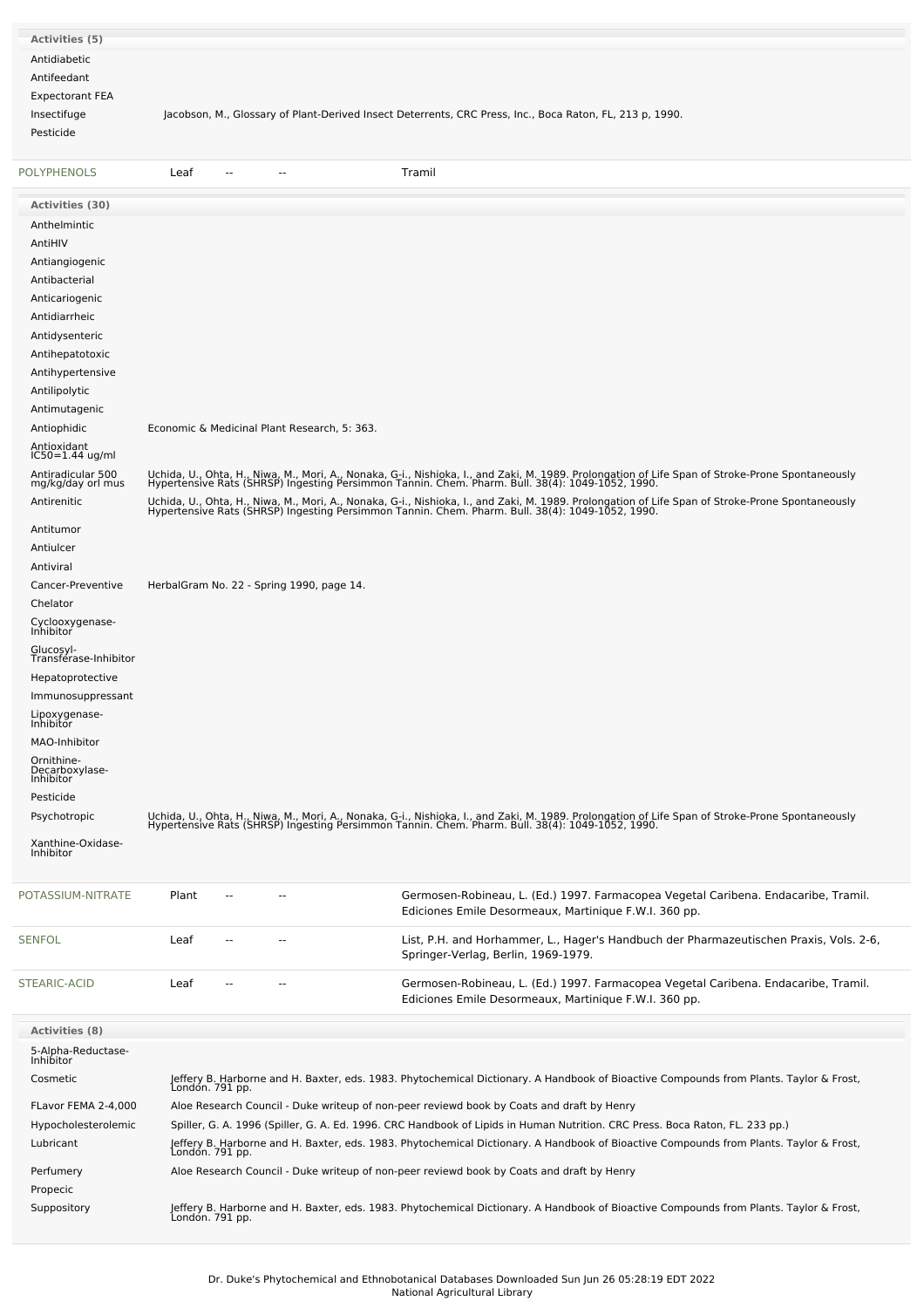**Activities (5)**

| | |
|---|---|
| Antidiabetic | |
| Antifeedant | |
| Expectorant FEA | |
| Insectifuge | Jacobson, M., Glossary of Plant-Derived Insect Deterrents, CRC Press, Inc., Boca Raton, FL, 213 p, 1990. |
| Pesticide | |

| | | | | |
|---|---|---|---|---|
| POLYPHENOLS | Leaf | -- | -- | Tramil |

**Activities (30)**

| | |
|---|---|
| Anthelmintic | |
| AntiHIV | |
| Antiangiogenic | |
| Antibacterial | |
| Anticariogenic | |
| Antidiarrheic | |
| Antidysenteric | |
| Antihepatotoxic | |
| Antihypertensive | |
| Antilipolytic | |
| Antimutagenic | |
| Antiophidic | Economic & Medicinal Plant Research, 5: 363. |
| Antioxidant IC50=1.44 ug/ml | |
| Antiradicular 500 mg/kg/day orl mus | Uchida, U., Ohta, H., Niwa, M., Mori, A., Nonaka, G-i., Nishioka, I., and Zaki, M. 1989. Prolongation of Life Span of Stroke-Prone Spontaneously Hypertensive Rats (SHRSP) Ingesting Persimmon Tannin. Chem. Pharm. Bull. 38(4): 1049-1052, 1990. |
| Antirenitic | Uchida, U., Ohta, H., Niwa, M., Mori, A., Nonaka, G-i., Nishioka, I., and Zaki, M. 1989. Prolongation of Life Span of Stroke-Prone Spontaneously Hypertensive Rats (SHRSP) Ingesting Persimmon Tannin. Chem. Pharm. Bull. 38(4): 1049-1052, 1990. |
| Antitumor | |
| Antiulcer | |
| Antiviral | |
| Cancer-Preventive | HerbalGram No. 22 - Spring 1990, page 14. |
| Chelator | |
| Cyclooxygenase-Inhibitor | |
| Glucosyl-Transferase-Inhibitor | |
| Hepatoprotective | |
| Immunosuppressant | |
| Lipoxygenase-Inhibitor | |
| MAO-Inhibitor | |
| Ornithine-Decarboxylase-Inhibitor | |
| Pesticide | |
| Psychotropic | Uchida, U., Ohta, H., Niwa, M., Mori, A., Nonaka, G-i., Nishioka, I., and Zaki, M. 1989. Prolongation of Life Span of Stroke-Prone Spontaneously Hypertensive Rats (SHRSP) Ingesting Persimmon Tannin. Chem. Pharm. Bull. 38(4): 1049-1052, 1990. |
| Xanthine-Oxidase-Inhibitor | |

| | | | | |
|---|---|---|---|---|
| POTASSIUM-NITRATE | Plant | -- | -- | Germosen-Robineau, L. (Ed.) 1997. Farmacopea Vegetal Caribena. Endacaribe, Tramil. Ediciones Emile Desormeaux, Martinique F.W.I. 360 pp. |
| SENFOL | Leaf | -- | -- | List, P.H. and Horhammer, L., Hager's Handbuch der Pharmazeutischen Praxis, Vols. 2-6, Springer-Verlag, Berlin, 1969-1979. |
| STEARIC-ACID | Leaf | -- | -- | Germosen-Robineau, L. (Ed.) 1997. Farmacopea Vegetal Caribena. Endacaribe, Tramil. Ediciones Emile Desormeaux, Martinique F.W.I. 360 pp. |

**Activities (8)**

| | |
|---|---|
| 5-Alpha-Reductase-Inhibitor | |
| Cosmetic | Jeffery B. Harborne and H. Baxter, eds. 1983. Phytochemical Dictionary. A Handbook of Bioactive Compounds from Plants. Taylor & Frost, London. 791 pp. |
| FLavor FEMA 2-4,000 | Aloe Research Council - Duke writeup of non-peer reviewd book by Coats and draft by Henry |
| Hypocholesterolemic | Spiller, G. A. 1996 (Spiller, G. A. Ed. 1996. CRC Handbook of Lipids in Human Nutrition. CRC Press. Boca Raton, FL. 233 pp.) |
| Lubricant | Jeffery B. Harborne and H. Baxter, eds. 1983. Phytochemical Dictionary. A Handbook of Bioactive Compounds from Plants. Taylor & Frost, London. 791 pp. |
| Perfumery | Aloe Research Council - Duke writeup of non-peer reviewd book by Coats and draft by Henry |
| Propecic | |
| Suppository | Jeffery B. Harborne and H. Baxter, eds. 1983. Phytochemical Dictionary. A Handbook of Bioactive Compounds from Plants. Taylor & Frost, London. 791 pp. |

Dr. Duke's Phytochemical and Ethnobotanical Databases Downloaded Sun Jun 26 05:28:19 EDT 2022
National Agricultural Library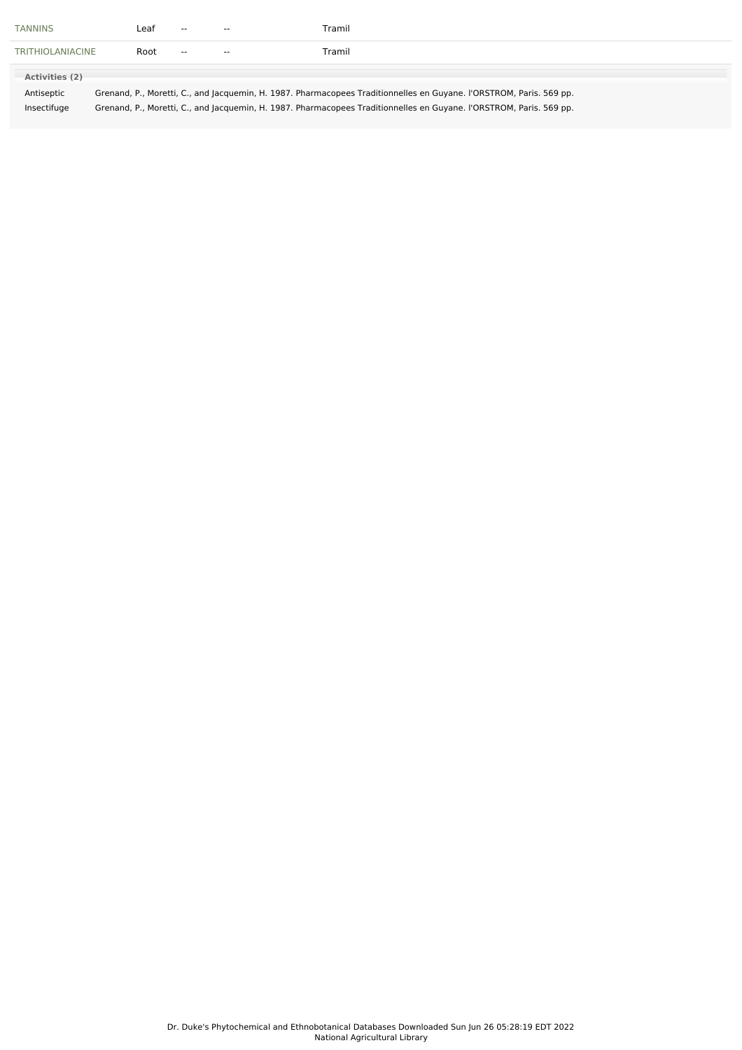| | | | | |
|---|---|---|---|---|
| TANNINS | Leaf | -- | -- | Tramil |
| TRITHIOLANIACINE | Root | -- | -- | Tramil |

**Activities (2)**

| | |
|---|---|
| Antiseptic | Grenand, P., Moretti, C., and Jacquemin, H. 1987. Pharmacopees Traditionnelles en Guyane. l'ORSTROM, Paris. 569 pp. |
| Insectifuge | Grenand, P., Moretti, C., and Jacquemin, H. 1987. Pharmacopees Traditionnelles en Guyane. l'ORSTROM, Paris. 569 pp. |